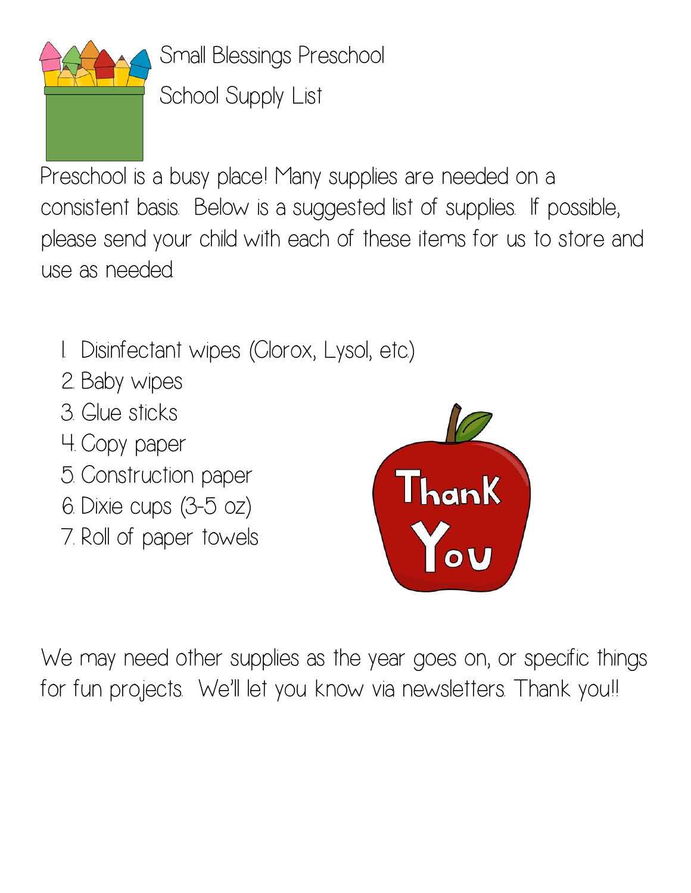# Small Blessings Preschool

## School Supply List

Preschool is a busy place! Many supplies are needed on a consistent basis. Below is a suggested list of supplies. If possible, please send your child with each of these items for us to store and use as needed.

1. Disinfectant wipes (Clorox, Lysol, etc.)
2. Baby wipes
3. Glue sticks
4. Copy paper
5. Construction paper
6. Dixie cups (3-5 oz)
7. Roll of paper towels

We may need other supplies as the year goes on, or specific things for fun projects. We'll let you know via newsletters. Thank you!!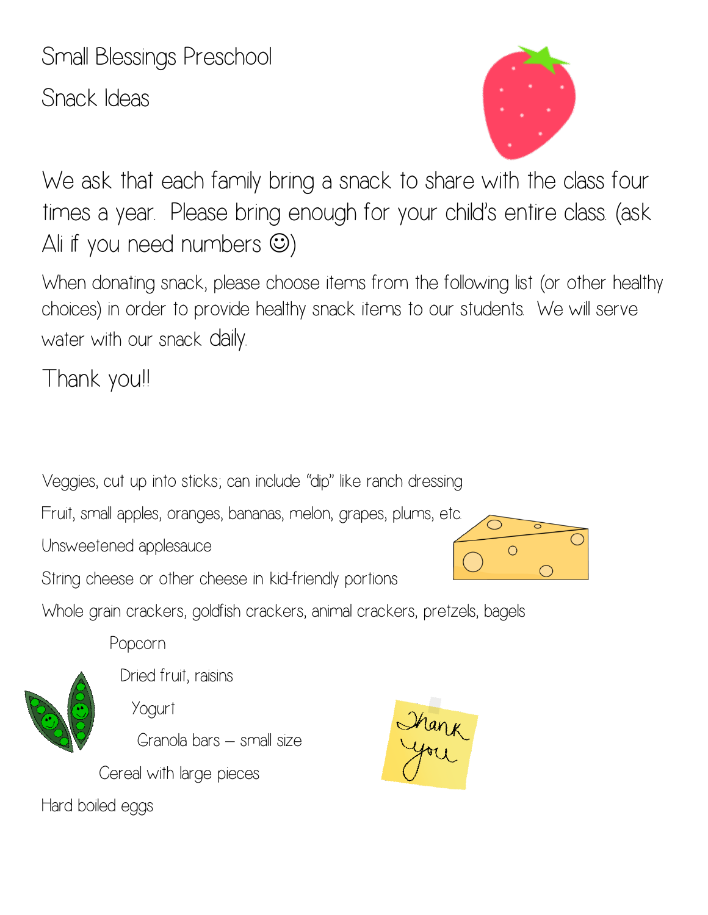# Small Blessings Preschool

## Snack Ideas

We ask that each family bring a snack to share with the class four times a year. Please bring enough for your child's entire class. (ask Ali if you need numbers ☺)

When donating snack, please choose items from the following list (or other healthy choices) in order to provide healthy snack items to our students. We will serve water with our snack daily.

Thank you!!

Veggies, cut up into sticks; can include "dip" like ranch dressing

Fruit, small apples, oranges, bananas, melon, grapes, plums, etc.

Unsweetened applesauce

String cheese or other cheese in kid-friendly portions

Whole grain crackers, goldfish crackers, animal crackers, pretzels, bagels

Popcorn

Dried fruit, raisins

Yogurt

Granola bars – small size

Cereal with large pieces

Hard boiled eggs